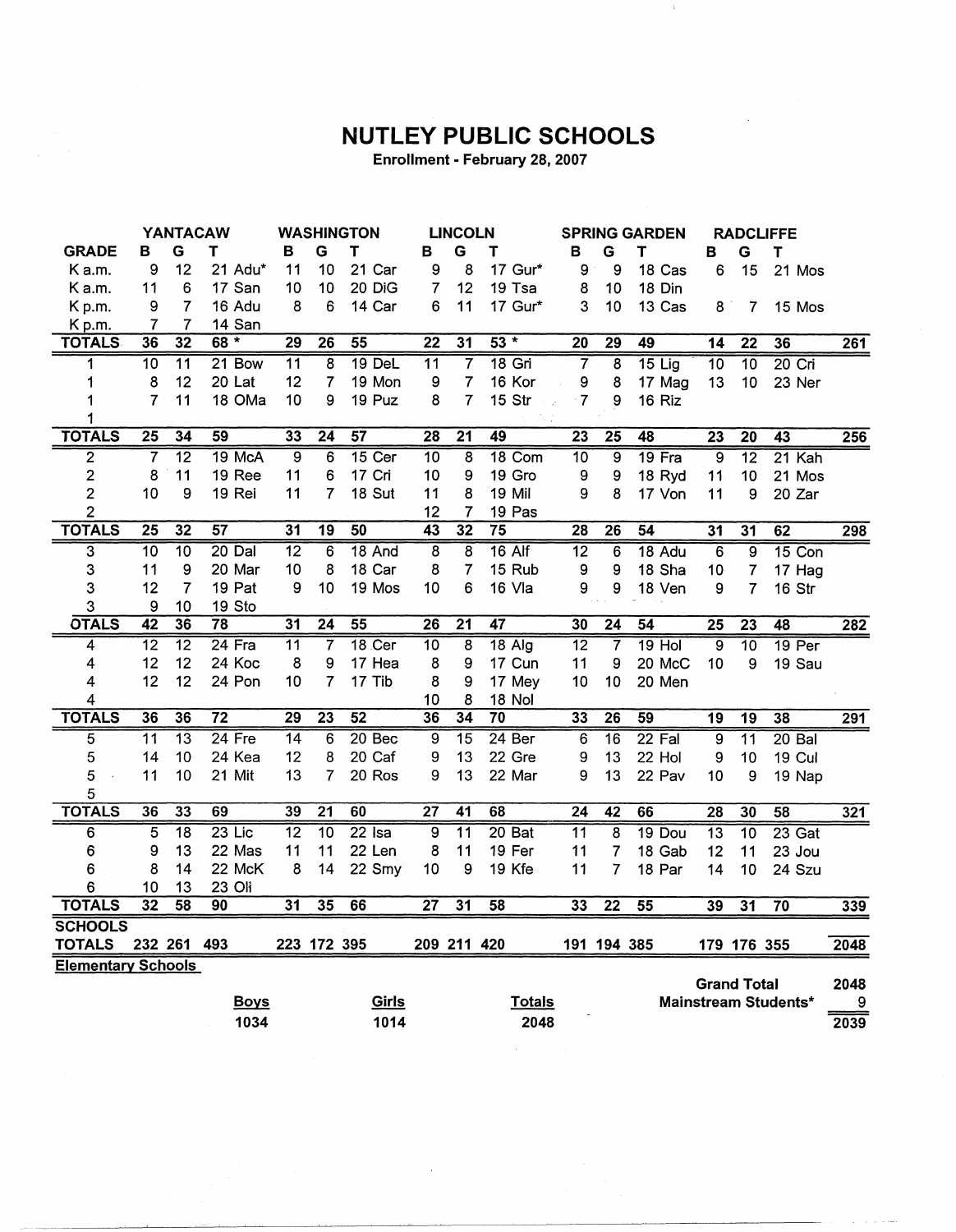# NUTLEY PUBLIC SCHOOLS

**Enrollment - February 28, 2007**

| | YANTACAW | | | WASHINGTON | | | LINCOLN | | | SPRING GARDEN | | | RADCLIFFE | | | |
|---|---|---|---|---|---|---|---|---|---|---|---|---|---|---|---|---|
| GRADE | B | G | T | B | G | T | B | G | T | B | G | T | B | G | T | |
| K a.m. | 9 | 12 | 21 Adu* | 11 | 10 | 21 Car | 9 | 8 | 17 Gur* | 9 | 9 | 18 Cas | 6 | 15 | 21 Mos | |
| K a.m. | 11 | 6 | 17 San | 10 | 10 | 20 DiG | 7 | 12 | 19 Tsa | 8 | 10 | 18 Din | | | | |
| K p.m. | 9 | 7 | 16 Adu | 8 | 6 | 14 Car | 6 | 11 | 17 Gur* | 3 | 10 | 13 Cas | 8 | 7 | 15 Mos | |
| K p.m. | 7 | 7 | 14 San | | | | | | | | | | | | | |
| TOTALS | 36 | 32 | 68 * | 29 | 26 | 55 | 22 | 31 | 53 * | 20 | 29 | 49 | 14 | 22 | 36 | 261 |
| 1 | 10 | 11 | 21 Bow | 11 | 8 | 19 DeL | 11 | 7 | 18 Gri | 7 | 8 | 15 Lig | 10 | 10 | 20 Cri | |
| 1 | 8 | 12 | 20 Lat | 12 | 7 | 19 Mon | 9 | 7 | 16 Kor | 9 | 8 | 17 Mag | 13 | 10 | 23 Ner | |
| 1 | 7 | 11 | 18 OMa | 10 | 9 | 19 Puz | 8 | 7 | 15 Str | 7 | 9 | 16 Riz | | | | |
| 1 | | | | | | | | | | | | | | | | |
| TOTALS | 25 | 34 | 59 | 33 | 24 | 57 | 28 | 21 | 49 | 23 | 25 | 48 | 23 | 20 | 43 | 256 |
| 2 | 7 | 12 | 19 McA | 9 | 6 | 15 Cer | 10 | 8 | 18 Com | 10 | 9 | 19 Fra | 9 | 12 | 21 Kah | |
| 2 | 8 | 11 | 19 Ree | 11 | 6 | 17 Cri | 10 | 9 | 19 Gro | 9 | 9 | 18 Ryd | 11 | 10 | 21 Mos | |
| 2 | 10 | 9 | 19 Rei | 11 | 7 | 18 Sut | 11 | 8 | 19 Mil | 9 | 8 | 17 Von | 11 | 9 | 20 Zar | |
| 2 | | | | | | | 12 | 7 | 19 Pas | | | | | | | |
| TOTALS | 25 | 32 | 57 | 31 | 19 | 50 | 43 | 32 | 75 | 28 | 26 | 54 | 31 | 31 | 62 | 298 |
| 3 | 10 | 10 | 20 Dal | 12 | 6 | 18 And | 8 | 8 | 16 Alf | 12 | 6 | 18 Adu | 6 | 9 | 15 Con | |
| 3 | 11 | 9 | 20 Mar | 10 | 8 | 18 Car | 8 | 7 | 15 Rub | 9 | 9 | 18 Sha | 10 | 7 | 17 Hag | |
| 3 | 12 | 7 | 19 Pat | 9 | 10 | 19 Mos | 10 | 6 | 16 Vla | 9 | 9 | 18 Ven | 9 | 7 | 16 Str | |
| 3 | 9 | 10 | 19 Sto | | | | | | | | | | | | | |
| OTALS | 42 | 36 | 78 | 31 | 24 | 55 | 26 | 21 | 47 | 30 | 24 | 54 | 25 | 23 | 48 | 282 |
| 4 | 12 | 12 | 24 Fra | 11 | 7 | 18 Cer | 10 | 8 | 18 Alg | 12 | 7 | 19 Hol | 9 | 10 | 19 Per | |
| 4 | 12 | 12 | 24 Koc | 8 | 9 | 17 Hea | 8 | 9 | 17 Cun | 11 | 9 | 20 McC | 10 | 9 | 19 Sau | |
| 4 | 12 | 12 | 24 Pon | 10 | 7 | 17 Tib | 8 | 9 | 17 Mey | 10 | 10 | 20 Men | | | | |
| 4 | | | | | | | 10 | 8 | 18 Nol | | | | | | | |
| TOTALS | 36 | 36 | 72 | 29 | 23 | 52 | 36 | 34 | 70 | 33 | 26 | 59 | 19 | 19 | 38 | 291 |
| 5 | 11 | 13 | 24 Fre | 14 | 6 | 20 Bec | 9 | 15 | 24 Ber | 6 | 16 | 22 Fal | 9 | 11 | 20 Bal | |
| 5 | 14 | 10 | 24 Kea | 12 | 8 | 20 Caf | 9 | 13 | 22 Gre | 9 | 13 | 22 Hol | 9 | 10 | 19 Cul | |
| 5 | 11 | 10 | 21 Mit | 13 | 7 | 20 Ros | 9 | 13 | 22 Mar | 9 | 13 | 22 Pav | 10 | 9 | 19 Nap | |
| 5 | | | | | | | | | | | | | | | | |
| TOTALS | 36 | 33 | 69 | 39 | 21 | 60 | 27 | 41 | 68 | 24 | 42 | 66 | 28 | 30 | 58 | 321 |
| 6 | 5 | 18 | 23 Lic | 12 | 10 | 22 Isa | 9 | 11 | 20 Bat | 11 | 8 | 19 Dou | 13 | 10 | 23 Gat | |
| 6 | 9 | 13 | 22 Mas | 11 | 11 | 22 Len | 8 | 11 | 19 Fer | 11 | 7 | 18 Gab | 12 | 11 | 23 Jou | |
| 6 | 8 | 14 | 22 McK | 8 | 14 | 22 Smy | 10 | 9 | 19 Kfe | 11 | 7 | 18 Par | 14 | 10 | 24 Szu | |
| 6 | 10 | 13 | 23 Oli | | | | | | | | | | | | | |
| TOTALS | 32 | 58 | 90 | 31 | 35 | 66 | 27 | 31 | 58 | 33 | 22 | 55 | 39 | 31 | 70 | 339 |
| SCHOOLS TOTALS | 232 | 261 | 493 | 223 | 172 | 395 | 209 | 211 | 420 | 191 | 194 | 385 | 179 | 176 | 355 | 2048 |

**Elementary Schools**

| Boys | Girls | Totals |
|---|---|---|
| 1034 | 1014 | 2048 |

| | |
|---|---|
| Grand Total | 2048 |
| Mainstream Students* | 9 |
| | 2039 |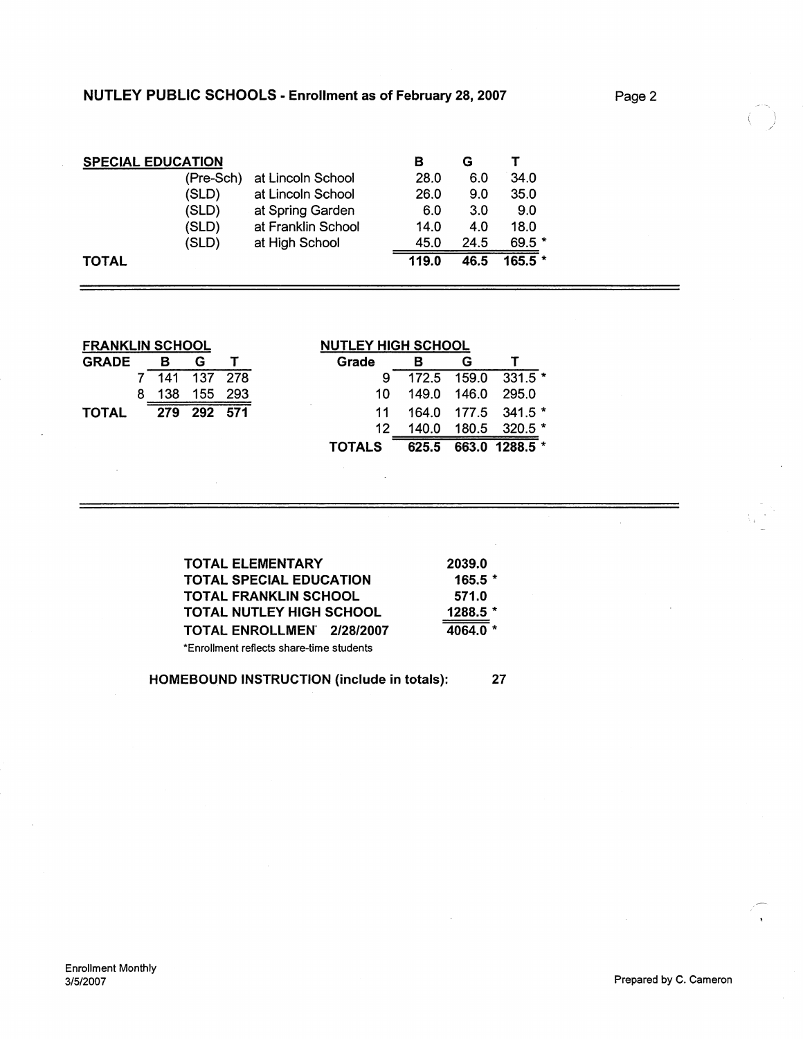## NUTLEY PUBLIC SCHOOLS - Enrollment as of February 28, 2007

| SPECIAL EDUCATION | | | B | G | T |
|---|---|---|---|---|---|
| | (Pre-Sch) | at Lincoln School | 28.0 | 6.0 | 34.0 |
| | (SLD) | at Lincoln School | 26.0 | 9.0 | 35.0 |
| | (SLD) | at Spring Garden | 6.0 | 3.0 | 9.0 |
| | (SLD) | at Franklin School | 14.0 | 4.0 | 18.0 |
| | (SLD) | at High School | 45.0 | 24.5 | 69.5 * |
| **TOTAL** | | | **119.0** | **46.5** | **165.5 *** |

**FRANKLIN SCHOOL**

| GRADE | B | G | T |
|---|---|---|---|
| 7 | 141 | 137 | 278 |
| 8 | 138 | 155 | 293 |
| **TOTAL** | **279** | **292** | **571** |

**NUTLEY HIGH SCHOOL**

| Grade | B | G | T |
|---|---|---|---|
| 9 | 172.5 | 159.0 | 331.5 * |
| 10 | 149.0 | 146.0 | 295.0 |
| 11 | 164.0 | 177.5 | 341.5 * |
| 12 | 140.0 | 180.5 | 320.5 * |
| **TOTALS** | **625.5** | **663.0** | **1288.5 *** |

| | |
|---|---|
| **TOTAL ELEMENTARY** | **2039.0** |
| **TOTAL SPECIAL EDUCATION** | **165.5 *** |
| **TOTAL FRANKLIN SCHOOL** | **571.0** |
| **TOTAL NUTLEY HIGH SCHOOL** | **1288.5 *** |
| **TOTAL ENROLLMEN' 2/28/2007** | **4064.0 *** |

*Enrollment reflects share-time students

**HOMEBOUND INSTRUCTION (include in totals):** 27

Enrollment Monthly
3/5/2007

Prepared by C. Cameron